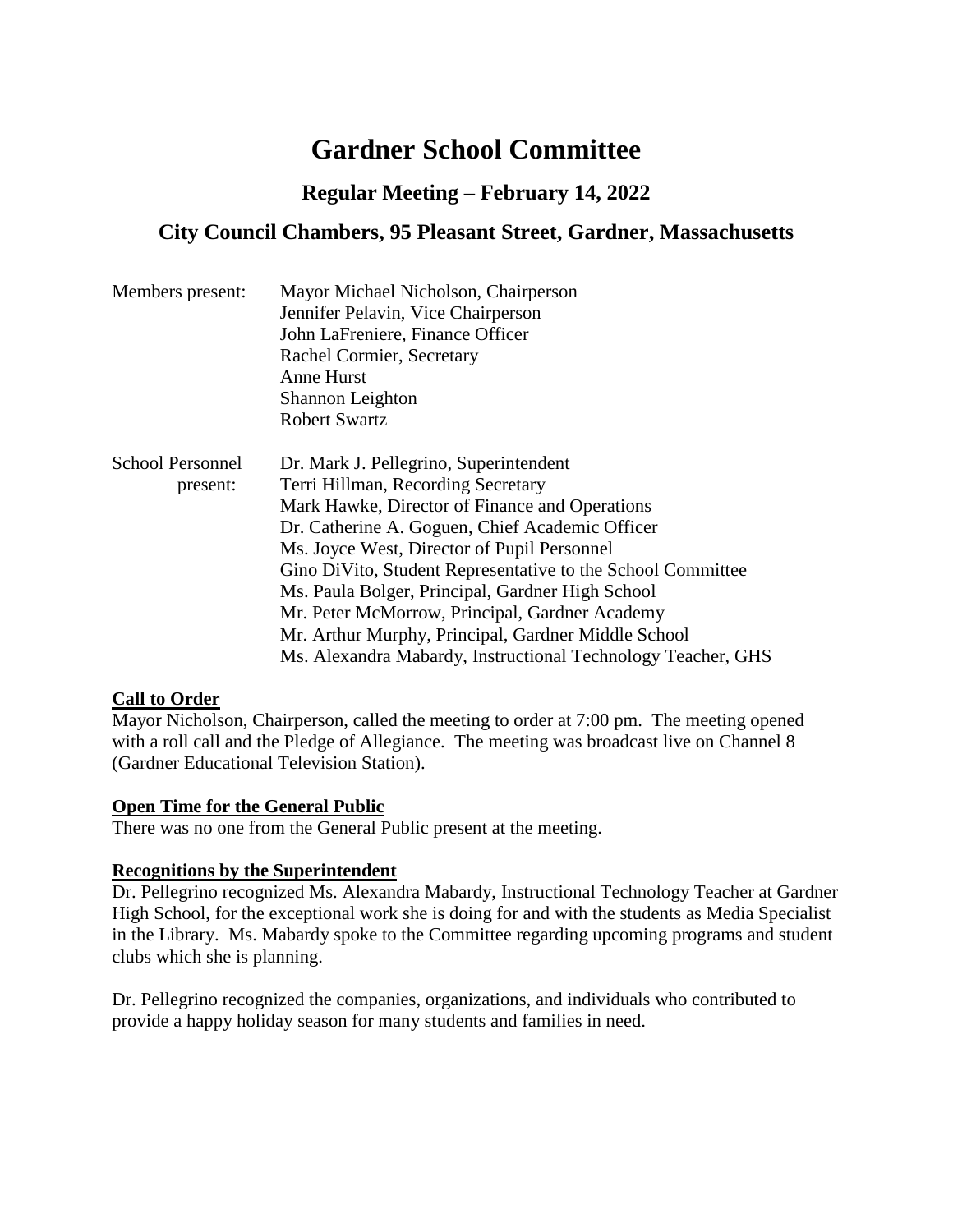# Gardner School Committee

## Regular Meeting – February 14, 2022

## City Council Chambers, 95 Pleasant Street, Gardner, Massachusetts

| | |
|---|---|
| Members present: | Mayor Michael Nicholson, Chairperson |
| | Jennifer Pelavin, Vice Chairperson |
| | John LaFreniere, Finance Officer |
| | Rachel Cormier, Secretary |
| | Anne Hurst |
| | Shannon Leighton |
| | Robert Swartz |
| School Personnel present: | Dr. Mark J. Pellegrino, Superintendent |
| | Terri Hillman, Recording Secretary |
| | Mark Hawke, Director of Finance and Operations |
| | Dr. Catherine A. Goguen, Chief Academic Officer |
| | Ms. Joyce West, Director of Pupil Personnel |
| | Gino DiVito, Student Representative to the School Committee |
| | Ms. Paula Bolger, Principal, Gardner High School |
| | Mr. Peter McMorrow, Principal, Gardner Academy |
| | Mr. Arthur Murphy, Principal, Gardner Middle School |
| | Ms. Alexandra Mabardy, Instructional Technology Teacher, GHS |

**Call to Order**

Mayor Nicholson, Chairperson, called the meeting to order at 7:00 pm. The meeting opened with a roll call and the Pledge of Allegiance. The meeting was broadcast live on Channel 8 (Gardner Educational Television Station).

**Open Time for the General Public**

There was no one from the General Public present at the meeting.

**Recognitions by the Superintendent**

Dr. Pellegrino recognized Ms. Alexandra Mabardy, Instructional Technology Teacher at Gardner High School, for the exceptional work she is doing for and with the students as Media Specialist in the Library. Ms. Mabardy spoke to the Committee regarding upcoming programs and student clubs which she is planning.

Dr. Pellegrino recognized the companies, organizations, and individuals who contributed to provide a happy holiday season for many students and families in need.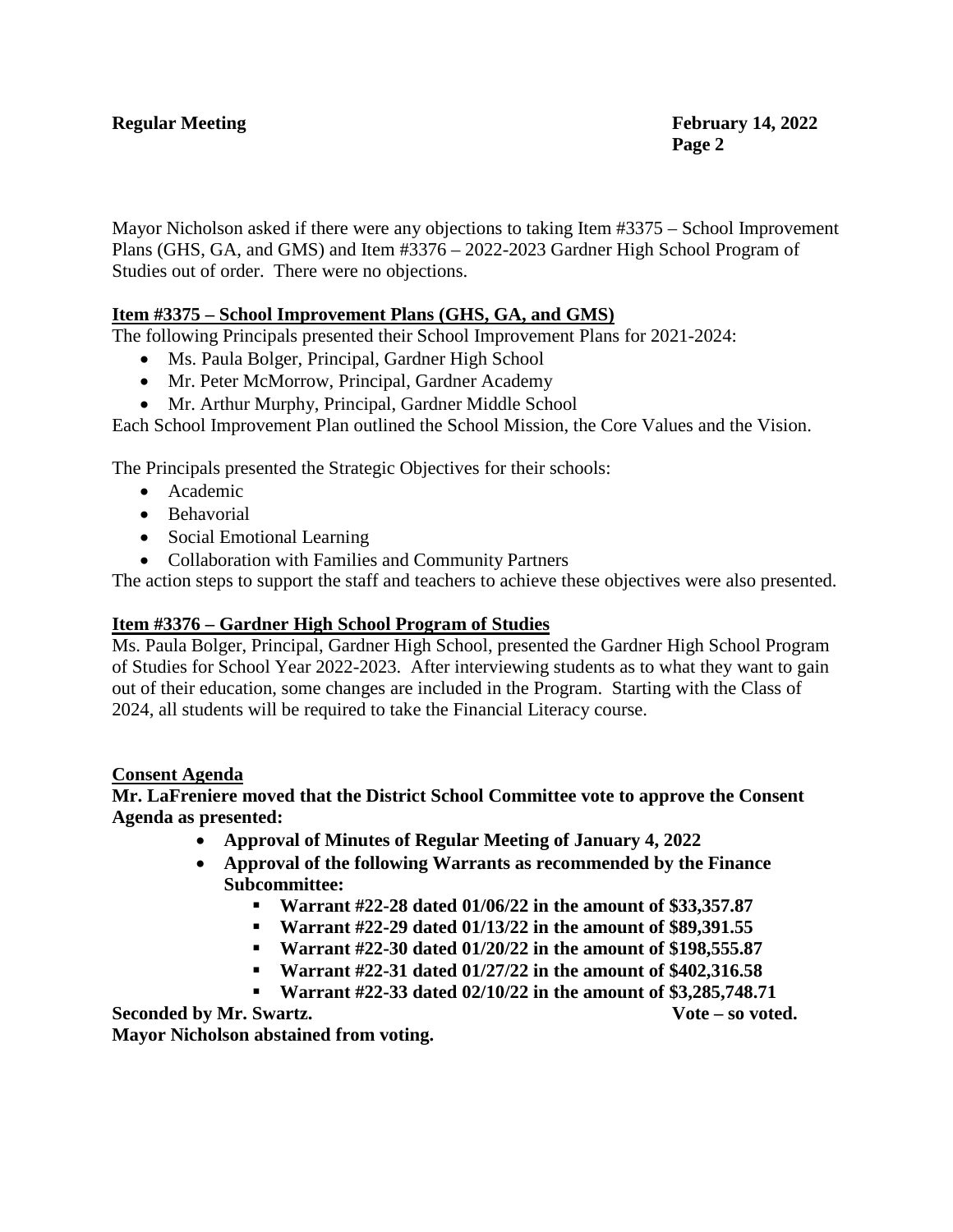Mayor Nicholson asked if there were any objections to taking Item #3375 – School Improvement Plans (GHS, GA, and GMS) and Item #3376 – 2022-2023 Gardner High School Program of Studies out of order. There were no objections.

**Item #3375 – School Improvement Plans (GHS, GA, and GMS)**

The following Principals presented their School Improvement Plans for 2021-2024:

- Ms. Paula Bolger, Principal, Gardner High School
- Mr. Peter McMorrow, Principal, Gardner Academy
- Mr. Arthur Murphy, Principal, Gardner Middle School

Each School Improvement Plan outlined the School Mission, the Core Values and the Vision.

The Principals presented the Strategic Objectives for their schools:

- Academic
- Behavorial
- Social Emotional Learning
- Collaboration with Families and Community Partners

The action steps to support the staff and teachers to achieve these objectives were also presented.

**Item #3376 – Gardner High School Program of Studies**

Ms. Paula Bolger, Principal, Gardner High School, presented the Gardner High School Program of Studies for School Year 2022-2023. After interviewing students as to what they want to gain out of their education, some changes are included in the Program. Starting with the Class of 2024, all students will be required to take the Financial Literacy course.

**Consent Agenda**

**Mr. LaFreniere moved that the District School Committee vote to approve the Consent Agenda as presented:**

- **Approval of Minutes of Regular Meeting of January 4, 2022**
- **Approval of the following Warrants as recommended by the Finance Subcommittee:**
    - **Warrant #22-28 dated 01/06/22 in the amount of $33,357.87**
    - **Warrant #22-29 dated 01/13/22 in the amount of $89,391.55**
    - **Warrant #22-30 dated 01/20/22 in the amount of $198,555.87**
    - **Warrant #22-31 dated 01/27/22 in the amount of $402,316.58**
    - **Warrant #22-33 dated 02/10/22 in the amount of $3,285,748.71**

**Seconded by Mr. Swartz.** **Vote – so voted.**

**Mayor Nicholson abstained from voting.**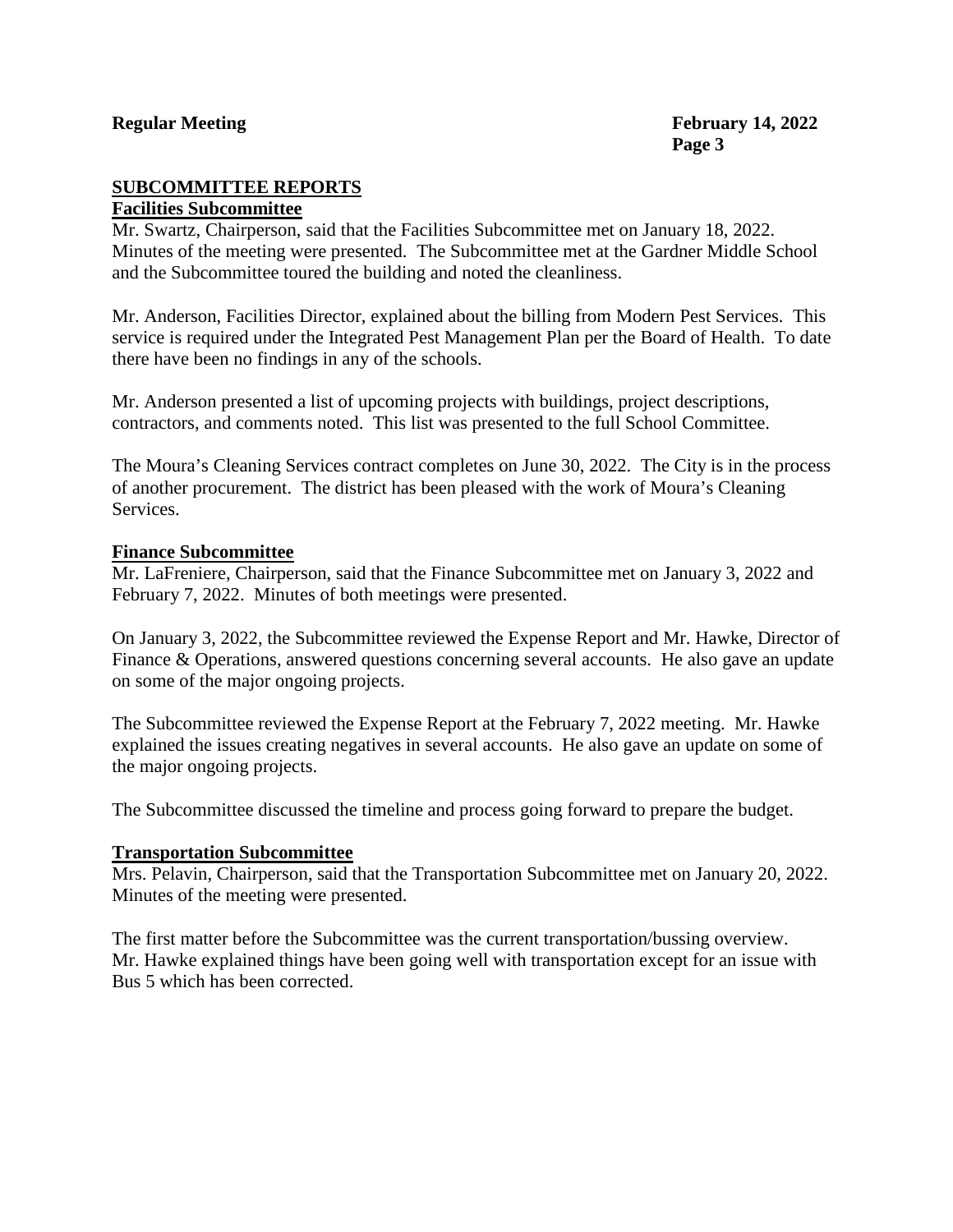## SUBCOMMITTEE REPORTS

### Facilities Subcommittee

Mr. Swartz, Chairperson, said that the Facilities Subcommittee met on January 18, 2022. Minutes of the meeting were presented. The Subcommittee met at the Gardner Middle School and the Subcommittee toured the building and noted the cleanliness.

Mr. Anderson, Facilities Director, explained about the billing from Modern Pest Services. This service is required under the Integrated Pest Management Plan per the Board of Health. To date there have been no findings in any of the schools.

Mr. Anderson presented a list of upcoming projects with buildings, project descriptions, contractors, and comments noted. This list was presented to the full School Committee.

The Moura's Cleaning Services contract completes on June 30, 2022. The City is in the process of another procurement. The district has been pleased with the work of Moura's Cleaning Services.

### Finance Subcommittee

Mr. LaFreniere, Chairperson, said that the Finance Subcommittee met on January 3, 2022 and February 7, 2022. Minutes of both meetings were presented.

On January 3, 2022, the Subcommittee reviewed the Expense Report and Mr. Hawke, Director of Finance & Operations, answered questions concerning several accounts. He also gave an update on some of the major ongoing projects.

The Subcommittee reviewed the Expense Report at the February 7, 2022 meeting. Mr. Hawke explained the issues creating negatives in several accounts. He also gave an update on some of the major ongoing projects.

The Subcommittee discussed the timeline and process going forward to prepare the budget.

### Transportation Subcommittee

Mrs. Pelavin, Chairperson, said that the Transportation Subcommittee met on January 20, 2022. Minutes of the meeting were presented.

The first matter before the Subcommittee was the current transportation/bussing overview. Mr. Hawke explained things have been going well with transportation except for an issue with Bus 5 which has been corrected.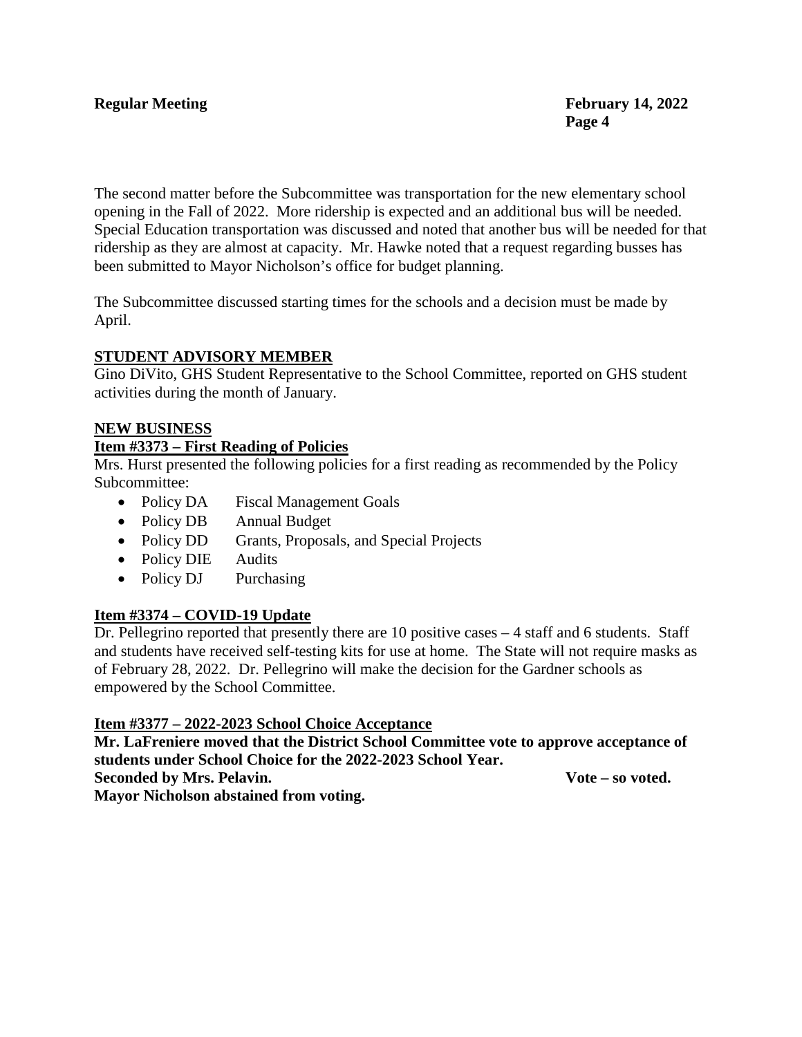The second matter before the Subcommittee was transportation for the new elementary school opening in the Fall of 2022. More ridership is expected and an additional bus will be needed. Special Education transportation was discussed and noted that another bus will be needed for that ridership as they are almost at capacity. Mr. Hawke noted that a request regarding busses has been submitted to Mayor Nicholson's office for budget planning.

The Subcommittee discussed starting times for the schools and a decision must be made by April.

**STUDENT ADVISORY MEMBER**

Gino DiVito, GHS Student Representative to the School Committee, reported on GHS student activities during the month of January.

**NEW BUSINESS**

**Item #3373 – First Reading of Policies**

Mrs. Hurst presented the following policies for a first reading as recommended by the Policy Subcommittee:

- Policy DA Fiscal Management Goals
- Policy DB Annual Budget
- Policy DD Grants, Proposals, and Special Projects
- Policy DIE Audits
- Policy DJ Purchasing

**Item #3374 – COVID-19 Update**

Dr. Pellegrino reported that presently there are 10 positive cases – 4 staff and 6 students. Staff and students have received self-testing kits for use at home. The State will not require masks as of February 28, 2022. Dr. Pellegrino will make the decision for the Gardner schools as empowered by the School Committee.

**Item #3377 – 2022-2023 School Choice Acceptance**

**Mr. LaFreniere moved that the District School Committee vote to approve acceptance of students under School Choice for the 2022-2023 School Year.**
**Seconded by Mrs. Pelavin.** **Vote – so voted.**
**Mayor Nicholson abstained from voting.**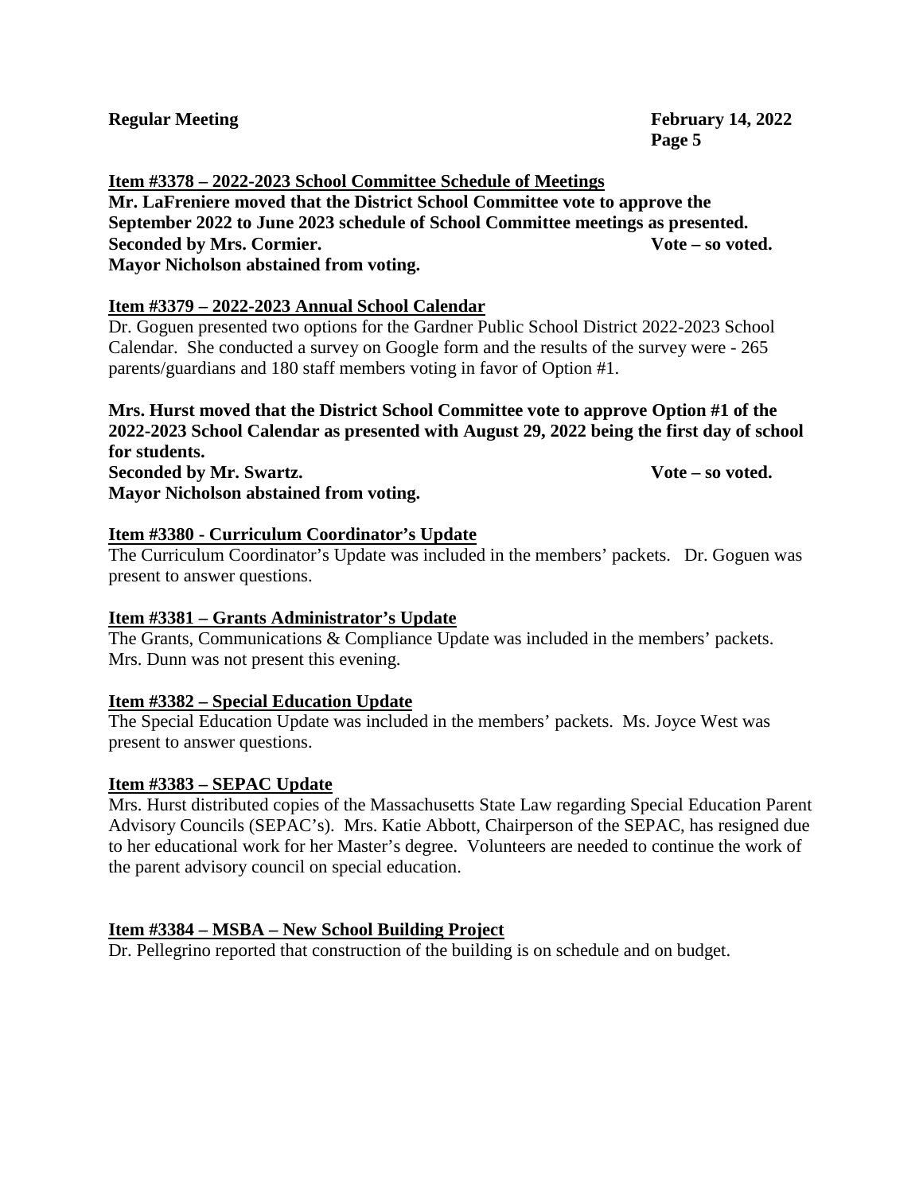**Item #3378 – 2022-2023 School Committee Schedule of Meetings**

**Mr. LaFreniere moved that the District School Committee vote to approve the September 2022 to June 2023 schedule of School Committee meetings as presented.**
**Seconded by Mrs. Cormier. Vote – so voted.**
**Mayor Nicholson abstained from voting.**

**Item #3379 – 2022-2023 Annual School Calendar**

Dr. Goguen presented two options for the Gardner Public School District 2022-2023 School Calendar. She conducted a survey on Google form and the results of the survey were - 265 parents/guardians and 180 staff members voting in favor of Option #1.

**Mrs. Hurst moved that the District School Committee vote to approve Option #1 of the 2022-2023 School Calendar as presented with August 29, 2022 being the first day of school for students.**
**Seconded by Mr. Swartz. Vote – so voted.**
**Mayor Nicholson abstained from voting.**

**Item #3380 - Curriculum Coordinator's Update**

The Curriculum Coordinator's Update was included in the members' packets. Dr. Goguen was present to answer questions.

**Item #3381 – Grants Administrator's Update**

The Grants, Communications & Compliance Update was included in the members' packets. Mrs. Dunn was not present this evening.

**Item #3382 – Special Education Update**

The Special Education Update was included in the members' packets. Ms. Joyce West was present to answer questions.

**Item #3383 – SEPAC Update**

Mrs. Hurst distributed copies of the Massachusetts State Law regarding Special Education Parent Advisory Councils (SEPAC's). Mrs. Katie Abbott, Chairperson of the SEPAC, has resigned due to her educational work for her Master's degree. Volunteers are needed to continue the work of the parent advisory council on special education.

**Item #3384 – MSBA – New School Building Project**

Dr. Pellegrino reported that construction of the building is on schedule and on budget.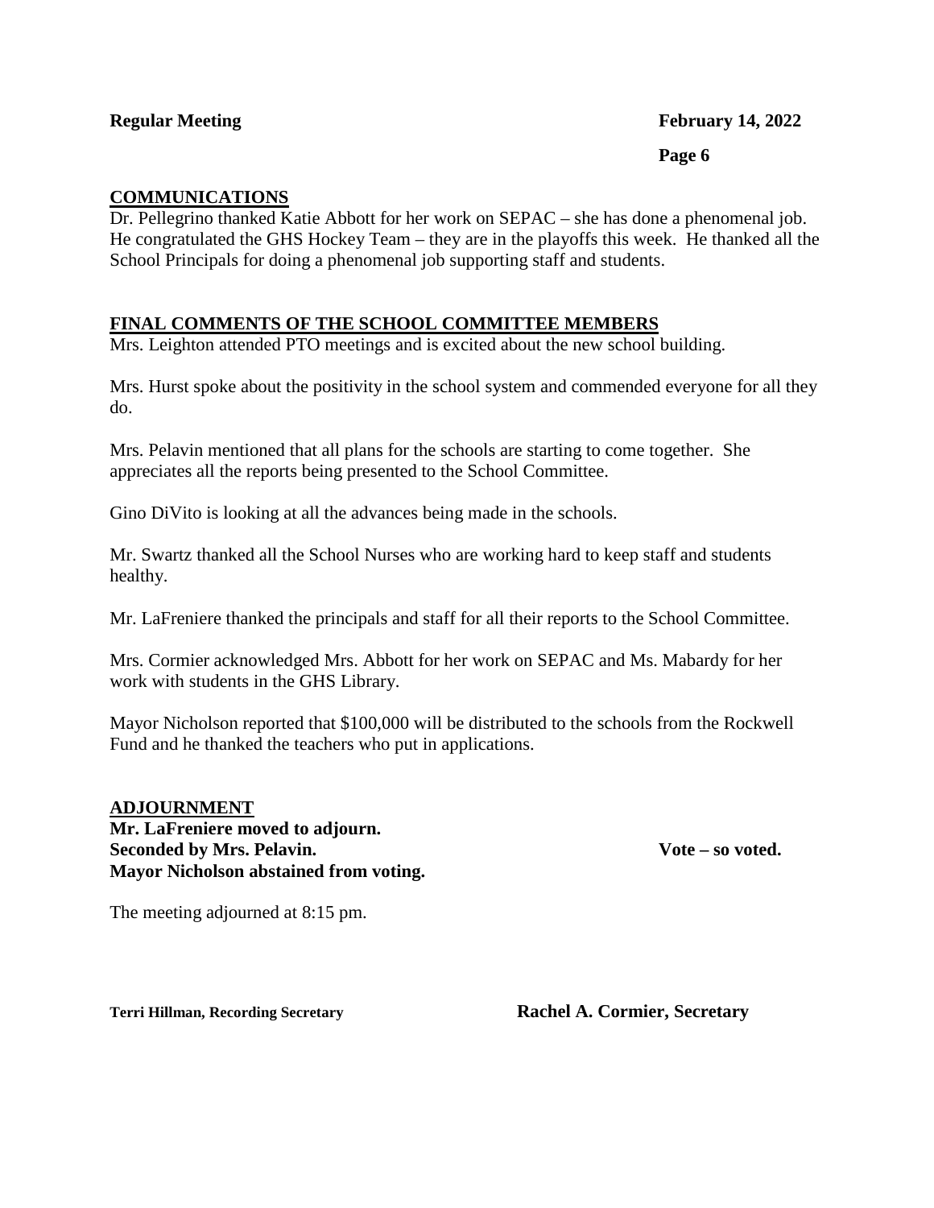## COMMUNICATIONS

Dr. Pellegrino thanked Katie Abbott for her work on SEPAC – she has done a phenomenal job. He congratulated the GHS Hockey Team – they are in the playoffs this week. He thanked all the School Principals for doing a phenomenal job supporting staff and students.

## FINAL COMMENTS OF THE SCHOOL COMMITTEE MEMBERS

Mrs. Leighton attended PTO meetings and is excited about the new school building.

Mrs. Hurst spoke about the positivity in the school system and commended everyone for all they do.

Mrs. Pelavin mentioned that all plans for the schools are starting to come together. She appreciates all the reports being presented to the School Committee.

Gino DiVito is looking at all the advances being made in the schools.

Mr. Swartz thanked all the School Nurses who are working hard to keep staff and students healthy.

Mr. LaFreniere thanked the principals and staff for all their reports to the School Committee.

Mrs. Cormier acknowledged Mrs. Abbott for her work on SEPAC and Ms. Mabardy for her work with students in the GHS Library.

Mayor Nicholson reported that $100,000 will be distributed to the schools from the Rockwell Fund and he thanked the teachers who put in applications.

## ADJOURNMENT

**Mr. LaFreniere moved to adjourn.**
**Seconded by Mrs. Pelavin.** **Vote – so voted.**
**Mayor Nicholson abstained from voting.**

The meeting adjourned at 8:15 pm.

**Terri Hillman, Recording Secretary** **Rachel A. Cormier, Secretary**